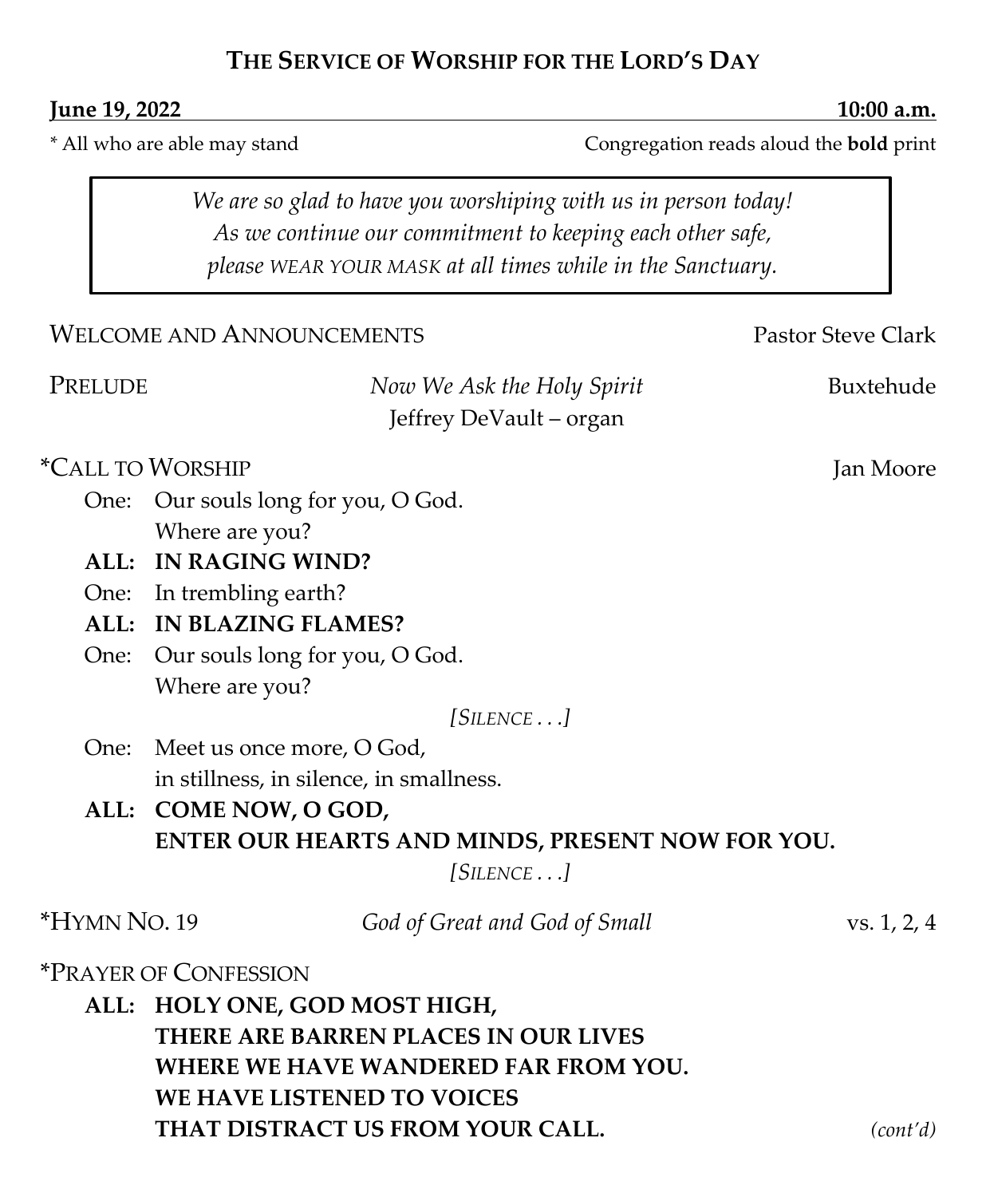# THE SERVICE OF WORSHIP FOR THE LORD'S DAY

**June 19, 2022** **10:00 a.m.**

\* All who are able may stand — Congregation reads aloud the **bold** print

> *We are so glad to have you worshiping with us in person today!*
> *As we continue our commitment to keeping each other safe,*
> *please* WEAR YOUR MASK *at all times while in the Sanctuary.*

WELCOME AND ANNOUNCEMENTS — Pastor Steve Clark

PRELUDE — *Now We Ask the Holy Spirit* — Buxtehude
Jeffrey DeVault – organ

\*CALL TO WORSHIP — Jan Moore

One: Our souls long for you, O God.
Where are you?
**ALL: IN RAGING WIND?**
One: In trembling earth?
**ALL: IN BLAZING FLAMES?**
One: Our souls long for you, O God.
Where are you?

*[SILENCE . . .]*

One: Meet us once more, O God,
in stillness, in silence, in smallness.
**ALL: COME NOW, O GOD,**
**ENTER OUR HEARTS AND MINDS, PRESENT NOW FOR YOU.**

*[SILENCE . . .]*

\*HYMN NO. 19 — *God of Great and God of Small* — vs. 1, 2, 4

\*PRAYER OF CONFESSION

**ALL: HOLY ONE, GOD MOST HIGH,**
**THERE ARE BARREN PLACES IN OUR LIVES**
**WHERE WE HAVE WANDERED FAR FROM YOU.**
**WE HAVE LISTENED TO VOICES**
**THAT DISTRACT US FROM YOUR CALL.**

*(cont'd)*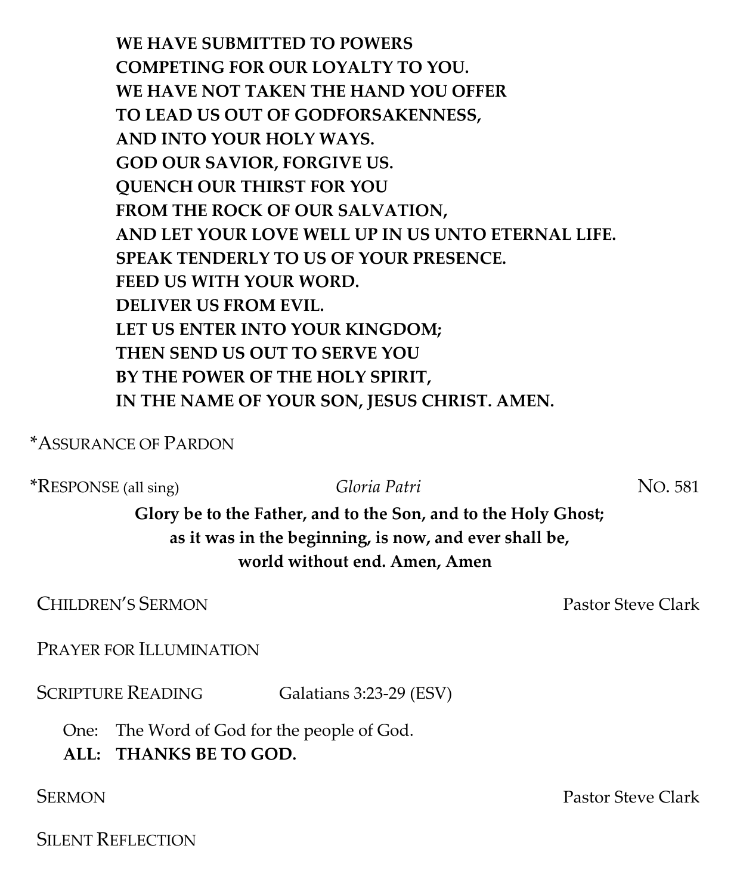**WE HAVE SUBMITTED TO POWERS**
**COMPETING FOR OUR LOYALTY TO YOU.**
**WE HAVE NOT TAKEN THE HAND YOU OFFER**
**TO LEAD US OUT OF GODFORSAKENNESS,**
**AND INTO YOUR HOLY WAYS.**
**GOD OUR SAVIOR, FORGIVE US.**
**QUENCH OUR THIRST FOR YOU**
**FROM THE ROCK OF OUR SALVATION,**
**AND LET YOUR LOVE WELL UP IN US UNTO ETERNAL LIFE.**
**SPEAK TENDERLY TO US OF YOUR PRESENCE.**
**FEED US WITH YOUR WORD.**
**DELIVER US FROM EVIL.**
**LET US ENTER INTO YOUR KINGDOM;**
**THEN SEND US OUT TO SERVE YOU**
**BY THE POWER OF THE HOLY SPIRIT,**
**IN THE NAME OF YOUR SON, JESUS CHRIST. AMEN.**

*ASSURANCE OF PARDON

*RESPONSE (all sing) *Gloria Patri* NO. 581

**Glory be to the Father, and to the Son, and to the Holy Ghost;**
**as it was in the beginning, is now, and ever shall be,**
**world without end. Amen, Amen**

CHILDREN'S SERMON Pastor Steve Clark

PRAYER FOR ILLUMINATION

SCRIPTURE READING Galatians 3:23-29 (ESV)

One: The Word of God for the people of God.
**ALL: THANKS BE TO GOD.**

SERMON Pastor Steve Clark

SILENT REFLECTION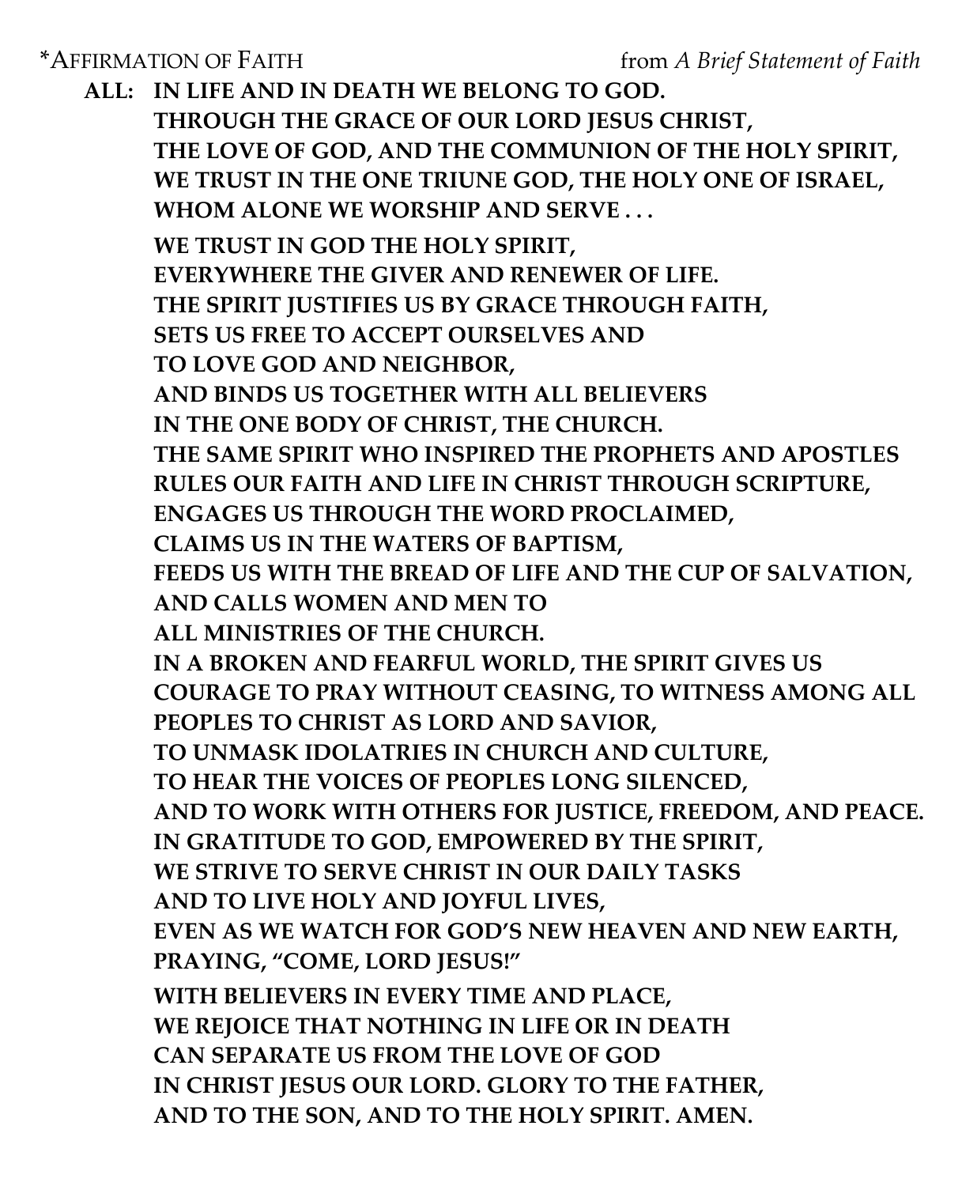*AFFIRMATION OF FAITH from *A Brief Statement of Faith*

**ALL: IN LIFE AND IN DEATH WE BELONG TO GOD.
THROUGH THE GRACE OF OUR LORD JESUS CHRIST,
THE LOVE OF GOD, AND THE COMMUNION OF THE HOLY SPIRIT,
WE TRUST IN THE ONE TRIUNE GOD, THE HOLY ONE OF ISRAEL,
WHOM ALONE WE WORSHIP AND SERVE . . .**

**WE TRUST IN GOD THE HOLY SPIRIT,
EVERYWHERE THE GIVER AND RENEWER OF LIFE.
THE SPIRIT JUSTIFIES US BY GRACE THROUGH FAITH,
SETS US FREE TO ACCEPT OURSELVES AND
TO LOVE GOD AND NEIGHBOR,
AND BINDS US TOGETHER WITH ALL BELIEVERS
IN THE ONE BODY OF CHRIST, THE CHURCH.
THE SAME SPIRIT WHO INSPIRED THE PROPHETS AND APOSTLES
RULES OUR FAITH AND LIFE IN CHRIST THROUGH SCRIPTURE,
ENGAGES US THROUGH THE WORD PROCLAIMED,
CLAIMS US IN THE WATERS OF BAPTISM,
FEEDS US WITH THE BREAD OF LIFE AND THE CUP OF SALVATION,
AND CALLS WOMEN AND MEN TO
ALL MINISTRIES OF THE CHURCH.
IN A BROKEN AND FEARFUL WORLD, THE SPIRIT GIVES US
COURAGE TO PRAY WITHOUT CEASING, TO WITNESS AMONG ALL
PEOPLES TO CHRIST AS LORD AND SAVIOR,
TO UNMASK IDOLATRIES IN CHURCH AND CULTURE,
TO HEAR THE VOICES OF PEOPLES LONG SILENCED,
AND TO WORK WITH OTHERS FOR JUSTICE, FREEDOM, AND PEACE.
IN GRATITUDE TO GOD, EMPOWERED BY THE SPIRIT,
WE STRIVE TO SERVE CHRIST IN OUR DAILY TASKS
AND TO LIVE HOLY AND JOYFUL LIVES,
EVEN AS WE WATCH FOR GOD'S NEW HEAVEN AND NEW EARTH,
PRAYING, "COME, LORD JESUS!"**

**WITH BELIEVERS IN EVERY TIME AND PLACE,
WE REJOICE THAT NOTHING IN LIFE OR IN DEATH
CAN SEPARATE US FROM THE LOVE OF GOD
IN CHRIST JESUS OUR LORD. GLORY TO THE FATHER,
AND TO THE SON, AND TO THE HOLY SPIRIT. AMEN.**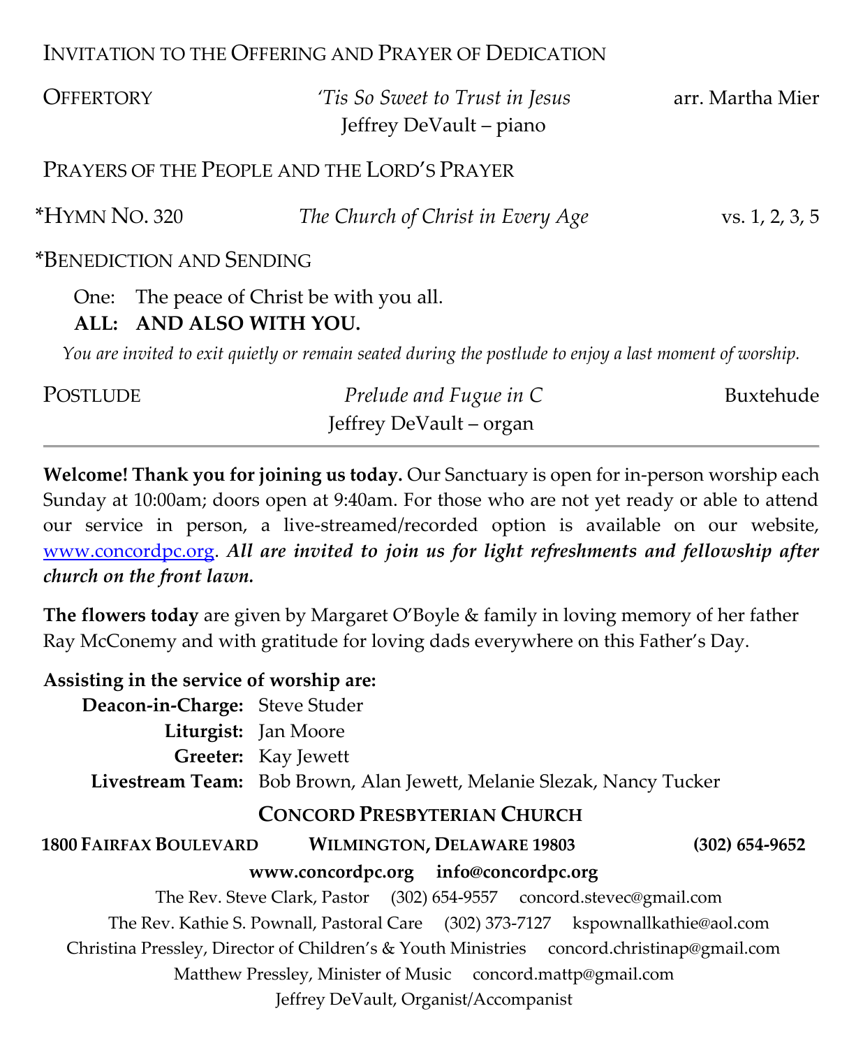INVITATION TO THE OFFERING AND PRAYER OF DEDICATION

OFFERTORY — *'Tis So Sweet to Trust in Jesus* — arr. Martha Mier
Jeffrey DeVault – piano

PRAYERS OF THE PEOPLE AND THE LORD'S PRAYER

*HYMN NO. 320 — *The Church of Christ in Every Age* — vs. 1, 2, 3, 5

*BENEDICTION AND SENDING

One: The peace of Christ be with you all.
**ALL: AND ALSO WITH YOU.**

*You are invited to exit quietly or remain seated during the postlude to enjoy a last moment of worship.*

POSTLUDE — *Prelude and Fugue in C* — Buxtehude
Jeffrey DeVault – organ

---

**Welcome! Thank you for joining us today.** Our Sanctuary is open for in-person worship each Sunday at 10:00am; doors open at 9:40am. For those who are not yet ready or able to attend our service in person, a live-streamed/recorded option is available on our website, www.concordpc.org. ***All are invited to join us for light refreshments and fellowship after church on the front lawn.***

**The flowers today** are given by Margaret O'Boyle & family in loving memory of her father Ray McConemy and with gratitude for loving dads everywhere on this Father's Day.

**Assisting in the service of worship are:**

**Deacon-in-Charge:** Steve Studer
**Liturgist:** Jan Moore
**Greeter:** Kay Jewett
**Livestream Team:** Bob Brown, Alan Jewett, Melanie Slezak, Nancy Tucker

**CONCORD PRESBYTERIAN CHURCH**

**1800 FAIRFAX BOULEVARD — WILMINGTON, DELAWARE 19803 — (302) 654-9652**

**www.concordpc.org info@concordpc.org**

The Rev. Steve Clark, Pastor (302) 654-9557 concord.stevec@gmail.com
The Rev. Kathie S. Pownall, Pastoral Care (302) 373-7127 kspownallkathie@aol.com
Christina Pressley, Director of Children's & Youth Ministries concord.christinap@gmail.com
Matthew Pressley, Minister of Music concord.mattp@gmail.com
Jeffrey DeVault, Organist/Accompanist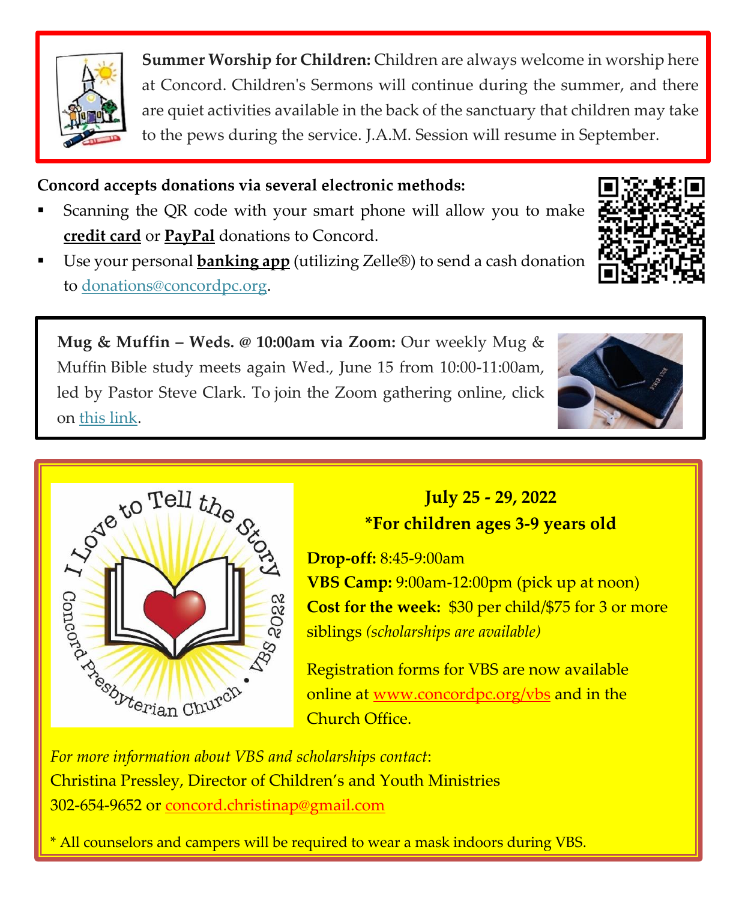**Summer Worship for Children:** Children are always welcome in worship here at Concord. Children's Sermons will continue during the summer, and there are quiet activities available in the back of the sanctuary that children may take to the pews during the service. J.A.M. Session will resume in September.

**Concord accepts donations via several electronic methods:**

- Scanning the QR code with your smart phone will allow you to make **credit card** or **PayPal** donations to Concord.
- Use your personal **banking app** (utilizing Zelle®) to send a cash donation to donations@concordpc.org.

**Mug & Muffin – Weds. @ 10:00am via Zoom:** Our weekly Mug & Muffin Bible study meets again Wed., June 15 from 10:00-11:00am, led by Pastor Steve Clark. To join the Zoom gathering online, click on this link.

I Love to Tell the Story
Concord Presbyterian Church • VBS 2022

**July 25 - 29, 2022**
**\*For children ages 3-9 years old**

**Drop-off:** 8:45-9:00am
**VBS Camp:** 9:00am-12:00pm (pick up at noon)
**Cost for the week:** $30 per child/$75 for 3 or more siblings *(scholarships are available)*

Registration forms for VBS are now available online at www.concordpc.org/vbs and in the Church Office.

*For more information about VBS and scholarships contact*:
Christina Pressley, Director of Children's and Youth Ministries
302-654-9652 or concord.christinap@gmail.com

\* All counselors and campers will be required to wear a mask indoors during VBS.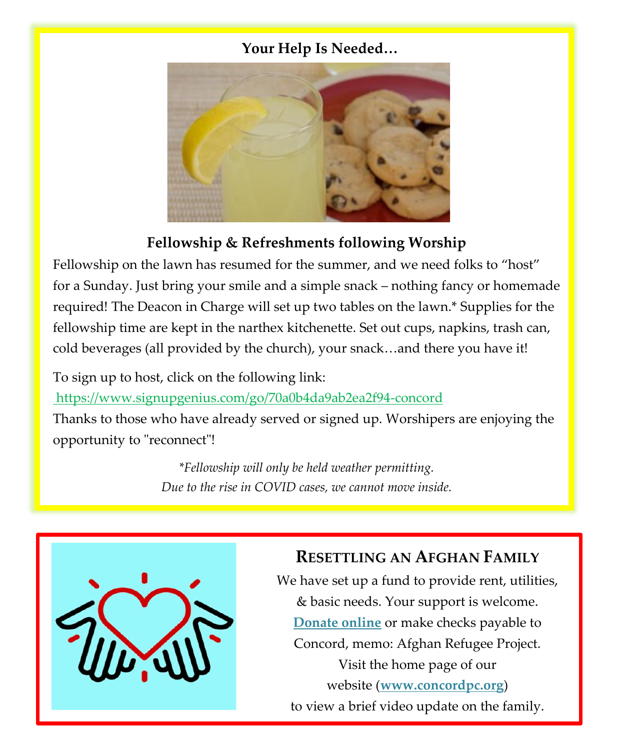**Your Help Is Needed…**

**Fellowship & Refreshments following Worship**

Fellowship on the lawn has resumed for the summer, and we need folks to "host" for a Sunday. Just bring your smile and a simple snack – nothing fancy or homemade required! The Deacon in Charge will set up two tables on the lawn.* Supplies for the fellowship time are kept in the narthex kitchenette. Set out cups, napkins, trash can, cold beverages (all provided by the church), your snack…and there you have it!

To sign up to host, click on the following link:
https://www.signupgenius.com/go/70a0b4da9ab2ea2f94-concord
Thanks to those who have already served or signed up. Worshipers are enjoying the opportunity to "reconnect"!

*\*Fellowship will only be held weather permitting.*
*Due to the rise in COVID cases, we cannot move inside.*

## Resettling an Afghan Family

We have set up a fund to provide rent, utilities, & basic needs. Your support is welcome. **Donate online** or make checks payable to Concord, memo: Afghan Refugee Project. Visit the home page of our website (**www.concordpc.org**) to view a brief video update on the family.